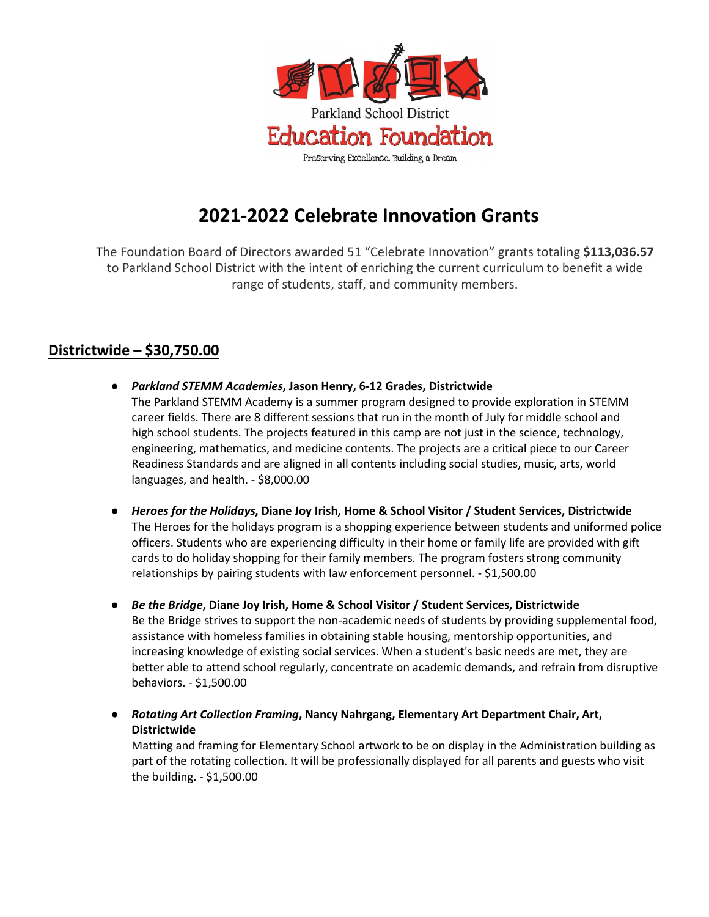Parkland School District

Education Foundation

Preserving Excellence. Building a Dream

# 2021-2022 Celebrate Innovation Grants

The Foundation Board of Directors awarded 51 "Celebrate Innovation" grants totaling **$113,036.57** to Parkland School District with the intent of enriching the current curriculum to benefit a wide range of students, staff, and community members.

## Districtwide – $30,750.00

- ***Parkland STEMM Academies*, Jason Henry, 6-12 Grades, Districtwide**
  The Parkland STEMM Academy is a summer program designed to provide exploration in STEMM career fields. There are 8 different sessions that run in the month of July for middle school and high school students. The projects featured in this camp are not just in the science, technology, engineering, mathematics, and medicine contents. The projects are a critical piece to our Career Readiness Standards and are aligned in all contents including social studies, music, arts, world languages, and health. - $8,000.00

- ***Heroes for the Holidays*, Diane Joy Irish, Home & School Visitor / Student Services, Districtwide**
  The Heroes for the holidays program is a shopping experience between students and uniformed police officers. Students who are experiencing difficulty in their home or family life are provided with gift cards to do holiday shopping for their family members. The program fosters strong community relationships by pairing students with law enforcement personnel. - $1,500.00

- ***Be the Bridge*, Diane Joy Irish, Home & School Visitor / Student Services, Districtwide**
  Be the Bridge strives to support the non-academic needs of students by providing supplemental food, assistance with homeless families in obtaining stable housing, mentorship opportunities, and increasing knowledge of existing social services. When a student's basic needs are met, they are better able to attend school regularly, concentrate on academic demands, and refrain from disruptive behaviors. - $1,500.00

- ***Rotating Art Collection Framing*, Nancy Nahrgang, Elementary Art Department Chair, Art, Districtwide**
  Matting and framing for Elementary School artwork to be on display in the Administration building as part of the rotating collection. It will be professionally displayed for all parents and guests who visit the building. - $1,500.00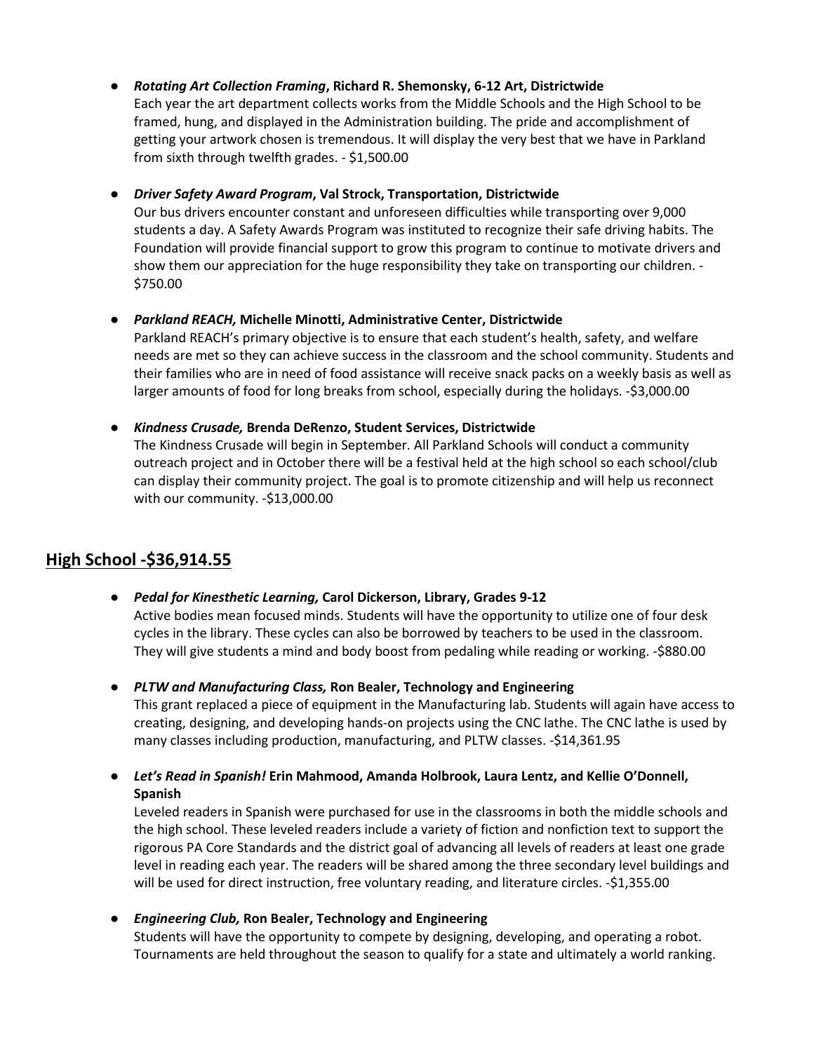- ***Rotating Art Collection Framing*, Richard R. Shemonsky, 6-12 Art, Districtwide**
  Each year the art department collects works from the Middle Schools and the High School to be framed, hung, and displayed in the Administration building. The pride and accomplishment of getting your artwork chosen is tremendous. It will display the very best that we have in Parkland from sixth through twelfth grades. - $1,500.00

- ***Driver Safety Award Program*, Val Strock, Transportation, Districtwide**
  Our bus drivers encounter constant and unforeseen difficulties while transporting over 9,000 students a day. A Safety Awards Program was instituted to recognize their safe driving habits. The Foundation will provide financial support to grow this program to continue to motivate drivers and show them our appreciation for the huge responsibility they take on transporting our children. - $750.00

- ***Parkland REACH,* Michelle Minotti, Administrative Center, Districtwide**
  Parkland REACH's primary objective is to ensure that each student's health, safety, and welfare needs are met so they can achieve success in the classroom and the school community. Students and their families who are in need of food assistance will receive snack packs on a weekly basis as well as larger amounts of food for long breaks from school, especially during the holidays. -$3,000.00

- ***Kindness Crusade,* Brenda DeRenzo, Student Services, Districtwide**
  The Kindness Crusade will begin in September. All Parkland Schools will conduct a community outreach project and in October there will be a festival held at the high school so each school/club can display their community project. The goal is to promote citizenship and will help us reconnect with our community. -$13,000.00

## High School -$36,914.55

- ***Pedal for Kinesthetic Learning,* Carol Dickerson, Library, Grades 9-12**
  Active bodies mean focused minds. Students will have the opportunity to utilize one of four desk cycles in the library. These cycles can also be borrowed by teachers to be used in the classroom. They will give students a mind and body boost from pedaling while reading or working. -$880.00

- ***PLTW and Manufacturing Class,* Ron Bealer, Technology and Engineering**
  This grant replaced a piece of equipment in the Manufacturing lab. Students will again have access to creating, designing, and developing hands-on projects using the CNC lathe. The CNC lathe is used by many classes including production, manufacturing, and PLTW classes. -$14,361.95

- ***Let's Read in Spanish!* Erin Mahmood, Amanda Holbrook, Laura Lentz, and Kellie O'Donnell, Spanish**
  Leveled readers in Spanish were purchased for use in the classrooms in both the middle schools and the high school. These leveled readers include a variety of fiction and nonfiction text to support the rigorous PA Core Standards and the district goal of advancing all levels of readers at least one grade level in reading each year. The readers will be shared among the three secondary level buildings and will be used for direct instruction, free voluntary reading, and literature circles. -$1,355.00

- ***Engineering Club,* Ron Bealer, Technology and Engineering**
  Students will have the opportunity to compete by designing, developing, and operating a robot. Tournaments are held throughout the season to qualify for a state and ultimately a world ranking.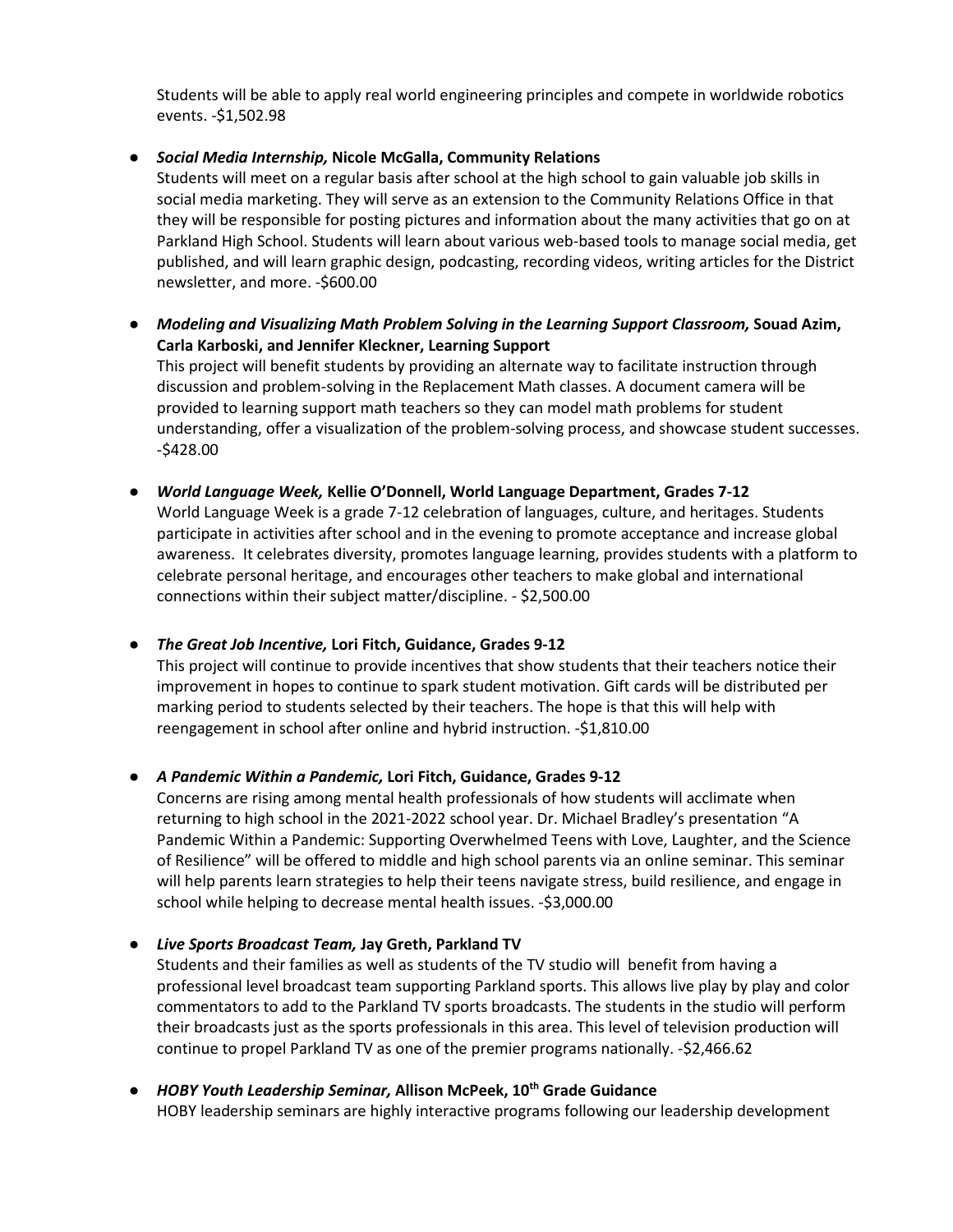Students will be able to apply real world engineering principles and compete in worldwide robotics events. -$1,502.98

- ***Social Media Internship,* Nicole McGalla, Community Relations**
  Students will meet on a regular basis after school at the high school to gain valuable job skills in social media marketing. They will serve as an extension to the Community Relations Office in that they will be responsible for posting pictures and information about the many activities that go on at Parkland High School. Students will learn about various web-based tools to manage social media, get published, and will learn graphic design, podcasting, recording videos, writing articles for the District newsletter, and more. -$600.00

- ***Modeling and Visualizing Math Problem Solving in the Learning Support Classroom,* Souad Azim, Carla Karboski, and Jennifer Kleckner, Learning Support**
  This project will benefit students by providing an alternate way to facilitate instruction through discussion and problem-solving in the Replacement Math classes. A document camera will be provided to learning support math teachers so they can model math problems for student understanding, offer a visualization of the problem-solving process, and showcase student successes. -$428.00

- ***World Language Week,* Kellie O'Donnell, World Language Department, Grades 7-12**
  World Language Week is a grade 7-12 celebration of languages, culture, and heritages. Students participate in activities after school and in the evening to promote acceptance and increase global awareness. It celebrates diversity, promotes language learning, provides students with a platform to celebrate personal heritage, and encourages other teachers to make global and international connections within their subject matter/discipline. - $2,500.00

- ***The Great Job Incentive,* Lori Fitch, Guidance, Grades 9-12**
  This project will continue to provide incentives that show students that their teachers notice their improvement in hopes to continue to spark student motivation. Gift cards will be distributed per marking period to students selected by their teachers. The hope is that this will help with reengagement in school after online and hybrid instruction. -$1,810.00

- ***A Pandemic Within a Pandemic,* Lori Fitch, Guidance, Grades 9-12**
  Concerns are rising among mental health professionals of how students will acclimate when returning to high school in the 2021-2022 school year. Dr. Michael Bradley's presentation "A Pandemic Within a Pandemic: Supporting Overwhelmed Teens with Love, Laughter, and the Science of Resilience" will be offered to middle and high school parents via an online seminar. This seminar will help parents learn strategies to help their teens navigate stress, build resilience, and engage in school while helping to decrease mental health issues. -$3,000.00

- ***Live Sports Broadcast Team,* Jay Greth, Parkland TV**
  Students and their families as well as students of the TV studio will benefit from having a professional level broadcast team supporting Parkland sports. This allows live play by play and color commentators to add to the Parkland TV sports broadcasts. The students in the studio will perform their broadcasts just as the sports professionals in this area. This level of television production will continue to propel Parkland TV as one of the premier programs nationally. -$2,466.62

- ***HOBY Youth Leadership Seminar,* Allison McPeek, 10th Grade Guidance**
  HOBY leadership seminars are highly interactive programs following our leadership development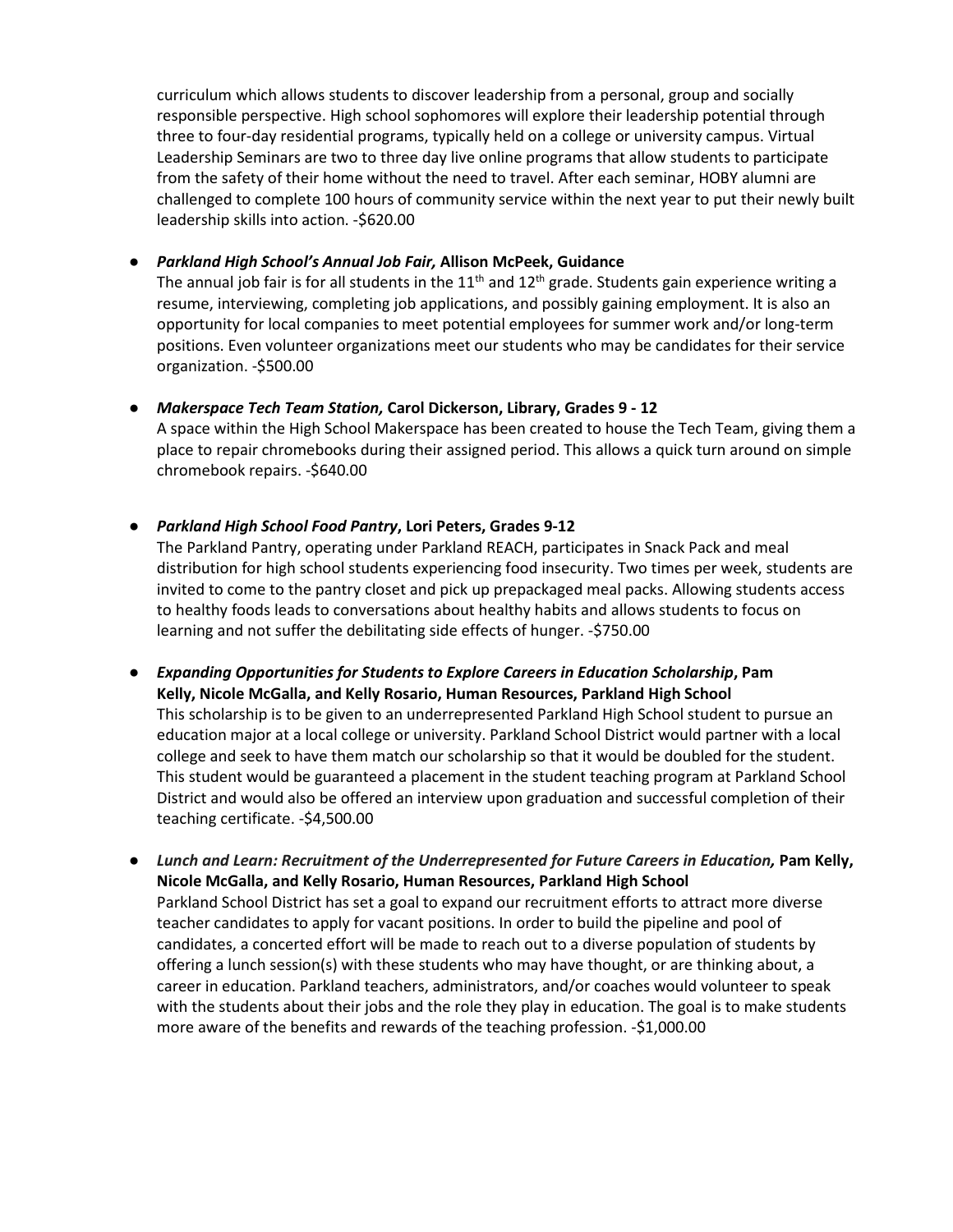curriculum which allows students to discover leadership from a personal, group and socially responsible perspective. High school sophomores will explore their leadership potential through three to four-day residential programs, typically held on a college or university campus. Virtual Leadership Seminars are two to three day live online programs that allow students to participate from the safety of their home without the need to travel. After each seminar, HOBY alumni are challenged to complete 100 hours of community service within the next year to put their newly built leadership skills into action. -$620.00

- ***Parkland High School's Annual Job Fair,* Allison McPeek, Guidance**
  The annual job fair is for all students in the 11th and 12th grade. Students gain experience writing a resume, interviewing, completing job applications, and possibly gaining employment. It is also an opportunity for local companies to meet potential employees for summer work and/or long-term positions. Even volunteer organizations meet our students who may be candidates for their service organization. -$500.00

- ***Makerspace Tech Team Station,* Carol Dickerson, Library, Grades 9 - 12**
  A space within the High School Makerspace has been created to house the Tech Team, giving them a place to repair chromebooks during their assigned period. This allows a quick turn around on simple chromebook repairs. -$640.00

- ***Parkland High School Food Pantry*, Lori Peters, Grades 9-12**
  The Parkland Pantry, operating under Parkland REACH, participates in Snack Pack and meal distribution for high school students experiencing food insecurity. Two times per week, students are invited to come to the pantry closet and pick up prepackaged meal packs. Allowing students access to healthy foods leads to conversations about healthy habits and allows students to focus on learning and not suffer the debilitating side effects of hunger. -$750.00

- ***Expanding Opportunities for Students to Explore Careers in Education Scholarship*, Pam Kelly, Nicole McGalla, and Kelly Rosario, Human Resources, Parkland High School**
  This scholarship is to be given to an underrepresented Parkland High School student to pursue an education major at a local college or university. Parkland School District would partner with a local college and seek to have them match our scholarship so that it would be doubled for the student. This student would be guaranteed a placement in the student teaching program at Parkland School District and would also be offered an interview upon graduation and successful completion of their teaching certificate. -$4,500.00

- ***Lunch and Learn: Recruitment of the Underrepresented for Future Careers in Education,* Pam Kelly, Nicole McGalla, and Kelly Rosario, Human Resources, Parkland High School**
  Parkland School District has set a goal to expand our recruitment efforts to attract more diverse teacher candidates to apply for vacant positions. In order to build the pipeline and pool of candidates, a concerted effort will be made to reach out to a diverse population of students by offering a lunch session(s) with these students who may have thought, or are thinking about, a career in education. Parkland teachers, administrators, and/or coaches would volunteer to speak with the students about their jobs and the role they play in education. The goal is to make students more aware of the benefits and rewards of the teaching profession. -$1,000.00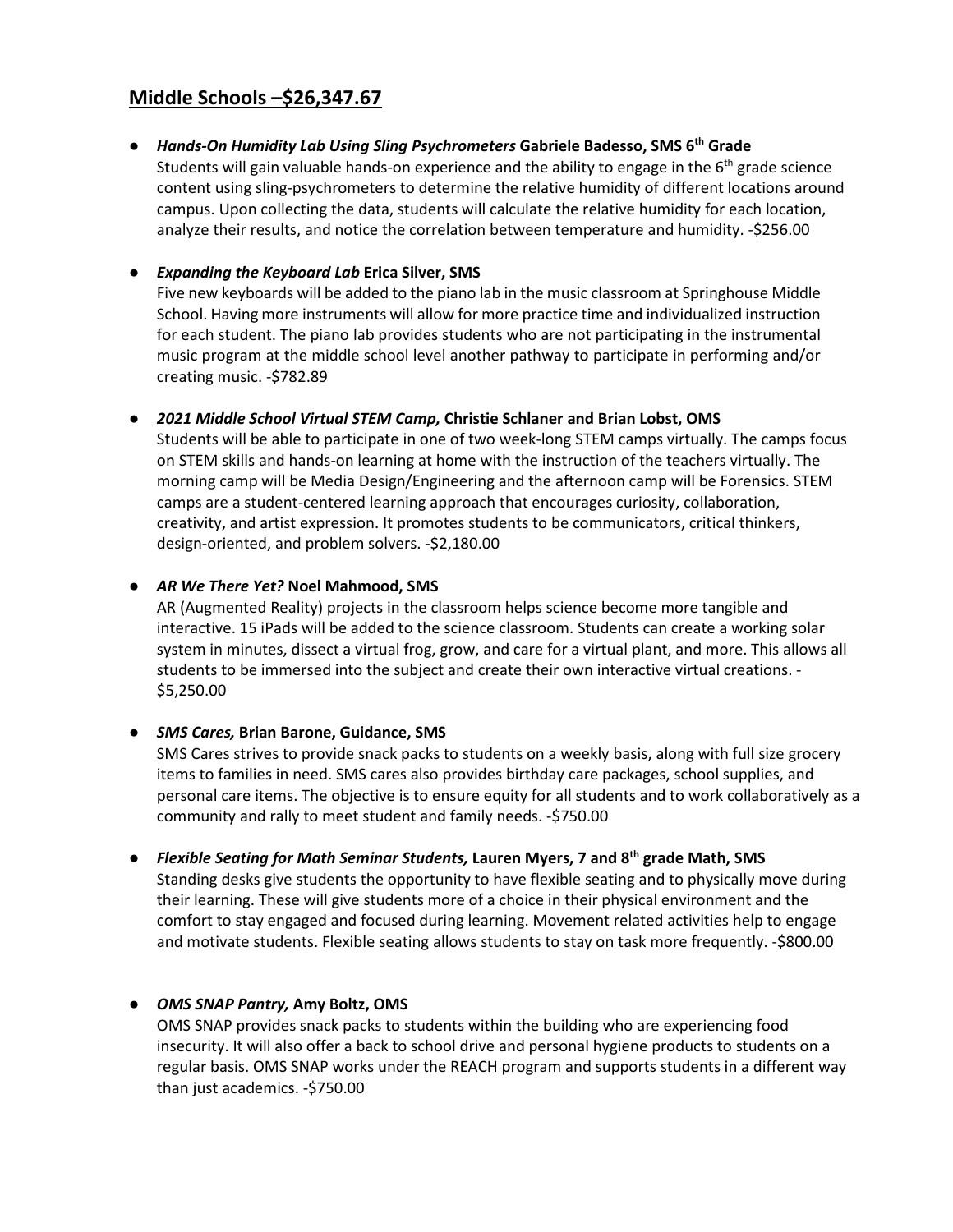## Middle Schools –$26,347.67

- ***Hands-On Humidity Lab Using Sling Psychrometers*** **Gabriele Badesso, SMS 6th Grade**
  Students will gain valuable hands-on experience and the ability to engage in the 6th grade science content using sling-psychrometers to determine the relative humidity of different locations around campus. Upon collecting the data, students will calculate the relative humidity for each location, analyze their results, and notice the correlation between temperature and humidity. -$256.00

- ***Expanding the Keyboard Lab*** **Erica Silver, SMS**
  Five new keyboards will be added to the piano lab in the music classroom at Springhouse Middle School. Having more instruments will allow for more practice time and individualized instruction for each student. The piano lab provides students who are not participating in the instrumental music program at the middle school level another pathway to participate in performing and/or creating music. -$782.89

- ***2021 Middle School Virtual STEM Camp,*** **Christie Schlaner and Brian Lobst, OMS**
  Students will be able to participate in one of two week-long STEM camps virtually. The camps focus on STEM skills and hands-on learning at home with the instruction of the teachers virtually. The morning camp will be Media Design/Engineering and the afternoon camp will be Forensics. STEM camps are a student-centered learning approach that encourages curiosity, collaboration, creativity, and artist expression. It promotes students to be communicators, critical thinkers, design-oriented, and problem solvers. -$2,180.00

- ***AR We There Yet?*** **Noel Mahmood, SMS**
  AR (Augmented Reality) projects in the classroom helps science become more tangible and interactive. 15 iPads will be added to the science classroom. Students can create a working solar system in minutes, dissect a virtual frog, grow, and care for a virtual plant, and more. This allows all students to be immersed into the subject and create their own interactive virtual creations. -$5,250.00

- ***SMS Cares,*** **Brian Barone, Guidance, SMS**
  SMS Cares strives to provide snack packs to students on a weekly basis, along with full size grocery items to families in need. SMS cares also provides birthday care packages, school supplies, and personal care items. The objective is to ensure equity for all students and to work collaboratively as a community and rally to meet student and family needs. -$750.00

- ***Flexible Seating for Math Seminar Students,*** **Lauren Myers, 7 and 8th grade Math, SMS**
  Standing desks give students the opportunity to have flexible seating and to physically move during their learning. These will give students more of a choice in their physical environment and the comfort to stay engaged and focused during learning. Movement related activities help to engage and motivate students. Flexible seating allows students to stay on task more frequently. -$800.00

- ***OMS SNAP Pantry,*** **Amy Boltz, OMS**
  OMS SNAP provides snack packs to students within the building who are experiencing food insecurity. It will also offer a back to school drive and personal hygiene products to students on a regular basis. OMS SNAP works under the REACH program and supports students in a different way than just academics. -$750.00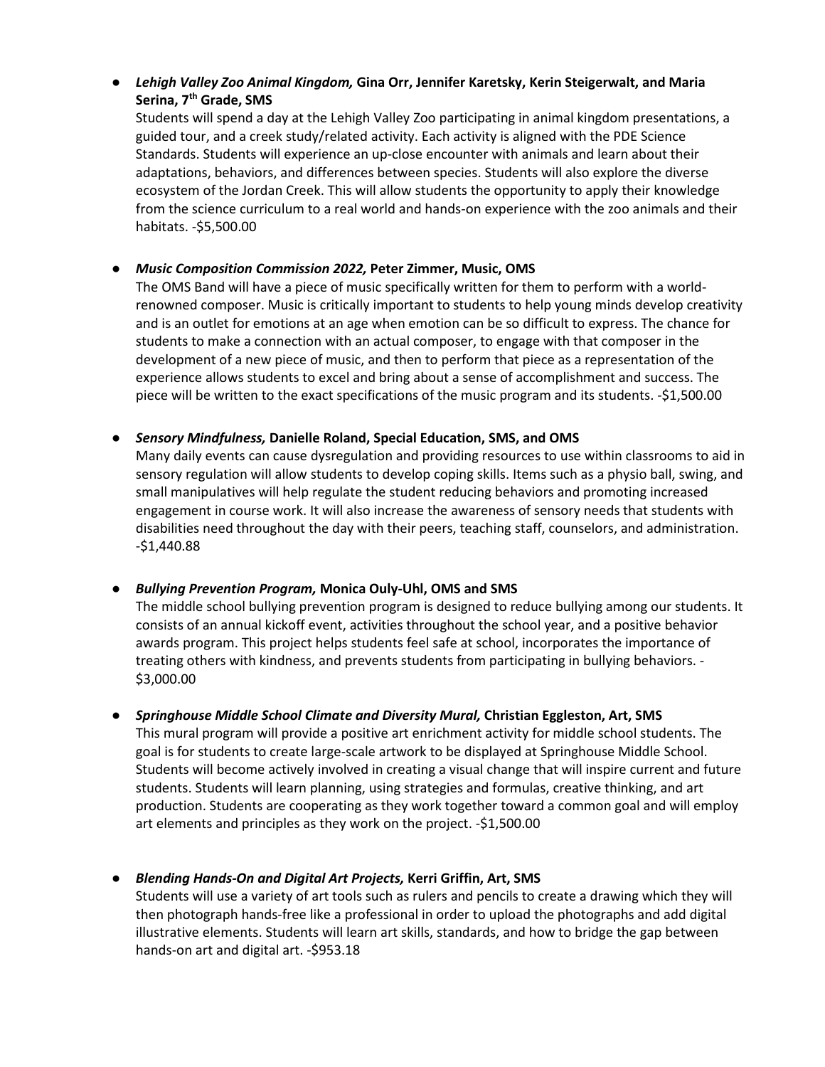- ***Lehigh Valley Zoo Animal Kingdom,* Gina Orr, Jennifer Karetsky, Kerin Steigerwalt, and Maria Serina, 7th Grade, SMS**
  Students will spend a day at the Lehigh Valley Zoo participating in animal kingdom presentations, a guided tour, and a creek study/related activity. Each activity is aligned with the PDE Science Standards. Students will experience an up-close encounter with animals and learn about their adaptations, behaviors, and differences between species. Students will also explore the diverse ecosystem of the Jordan Creek. This will allow students the opportunity to apply their knowledge from the science curriculum to a real world and hands-on experience with the zoo animals and their habitats. -$5,500.00

- ***Music Composition Commission 2022,* Peter Zimmer, Music, OMS**
  The OMS Band will have a piece of music specifically written for them to perform with a world-renowned composer. Music is critically important to students to help young minds develop creativity and is an outlet for emotions at an age when emotion can be so difficult to express. The chance for students to make a connection with an actual composer, to engage with that composer in the development of a new piece of music, and then to perform that piece as a representation of the experience allows students to excel and bring about a sense of accomplishment and success. The piece will be written to the exact specifications of the music program and its students. -$1,500.00

- ***Sensory Mindfulness,* Danielle Roland, Special Education, SMS, and OMS**
  Many daily events can cause dysregulation and providing resources to use within classrooms to aid in sensory regulation will allow students to develop coping skills. Items such as a physio ball, swing, and small manipulatives will help regulate the student reducing behaviors and promoting increased engagement in course work. It will also increase the awareness of sensory needs that students with disabilities need throughout the day with their peers, teaching staff, counselors, and administration. -$1,440.88

- ***Bullying Prevention Program,* Monica Ouly-Uhl, OMS and SMS**
  The middle school bullying prevention program is designed to reduce bullying among our students. It consists of an annual kickoff event, activities throughout the school year, and a positive behavior awards program. This project helps students feel safe at school, incorporates the importance of treating others with kindness, and prevents students from participating in bullying behaviors. -$3,000.00

- ***Springhouse Middle School Climate and Diversity Mural,* Christian Eggleston, Art, SMS**
  This mural program will provide a positive art enrichment activity for middle school students. The goal is for students to create large-scale artwork to be displayed at Springhouse Middle School. Students will become actively involved in creating a visual change that will inspire current and future students. Students will learn planning, using strategies and formulas, creative thinking, and art production. Students are cooperating as they work together toward a common goal and will employ art elements and principles as they work on the project. -$1,500.00

- ***Blending Hands-On and Digital Art Projects,* Kerri Griffin, Art, SMS**
  Students will use a variety of art tools such as rulers and pencils to create a drawing which they will then photograph hands-free like a professional in order to upload the photographs and add digital illustrative elements. Students will learn art skills, standards, and how to bridge the gap between hands-on art and digital art. -$953.18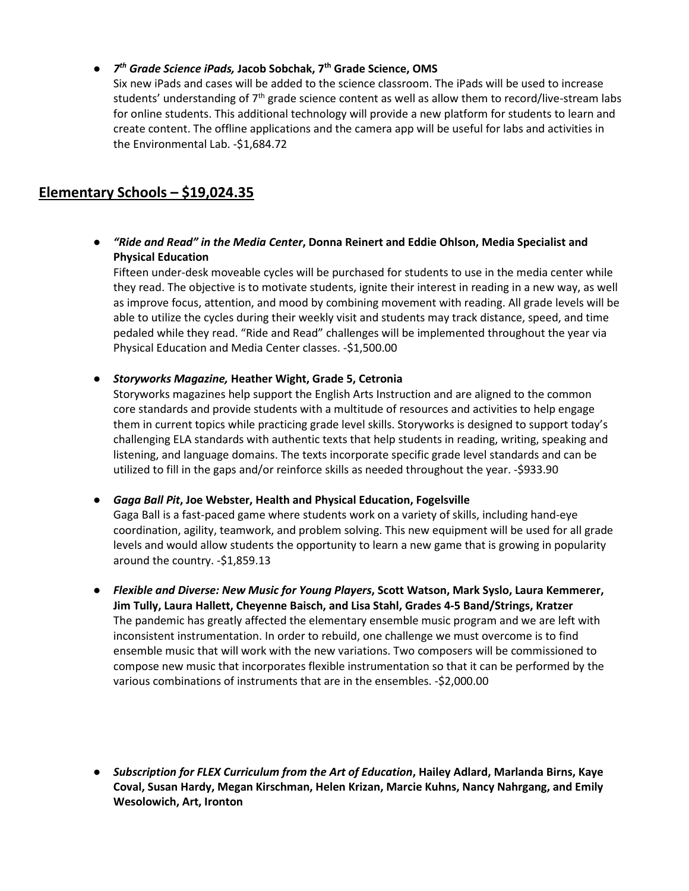- ***7th Grade Science iPads,* Jacob Sobchak, 7th Grade Science, OMS**
  Six new iPads and cases will be added to the science classroom. The iPads will be used to increase students' understanding of 7th grade science content as well as allow them to record/live-stream labs for online students. This additional technology will provide a new platform for students to learn and create content. The offline applications and the camera app will be useful for labs and activities in the Environmental Lab. -$1,684.72

## Elementary Schools – $19,024.35

- ***"Ride and Read" in the Media Center*, Donna Reinert and Eddie Ohlson, Media Specialist and Physical Education**
  Fifteen under-desk moveable cycles will be purchased for students to use in the media center while they read. The objective is to motivate students, ignite their interest in reading in a new way, as well as improve focus, attention, and mood by combining movement with reading. All grade levels will be able to utilize the cycles during their weekly visit and students may track distance, speed, and time pedaled while they read. "Ride and Read" challenges will be implemented throughout the year via Physical Education and Media Center classes. -$1,500.00

- ***Storyworks Magazine,* Heather Wight, Grade 5, Cetronia**
  Storyworks magazines help support the English Arts Instruction and are aligned to the common core standards and provide students with a multitude of resources and activities to help engage them in current topics while practicing grade level skills. Storyworks is designed to support today's challenging ELA standards with authentic texts that help students in reading, writing, speaking and listening, and language domains. The texts incorporate specific grade level standards and can be utilized to fill in the gaps and/or reinforce skills as needed throughout the year. -$933.90

- ***Gaga Ball Pit*, Joe Webster, Health and Physical Education, Fogelsville**
  Gaga Ball is a fast-paced game where students work on a variety of skills, including hand-eye coordination, agility, teamwork, and problem solving. This new equipment will be used for all grade levels and would allow students the opportunity to learn a new game that is growing in popularity around the country. -$1,859.13

- ***Flexible and Diverse: New Music for Young Players*, Scott Watson, Mark Syslo, Laura Kemmerer, Jim Tully, Laura Hallett, Cheyenne Baisch, and Lisa Stahl, Grades 4-5 Band/Strings, Kratzer**
  The pandemic has greatly affected the elementary ensemble music program and we are left with inconsistent instrumentation. In order to rebuild, one challenge we must overcome is to find ensemble music that will work with the new variations. Two composers will be commissioned to compose new music that incorporates flexible instrumentation so that it can be performed by the various combinations of instruments that are in the ensembles. -$2,000.00

- ***Subscription for FLEX Curriculum from the Art of Education*, Hailey Adlard, Marlanda Birns, Kaye Coval, Susan Hardy, Megan Kirschman, Helen Krizan, Marcie Kuhns, Nancy Nahrgang, and Emily Wesolowich, Art, Ironton**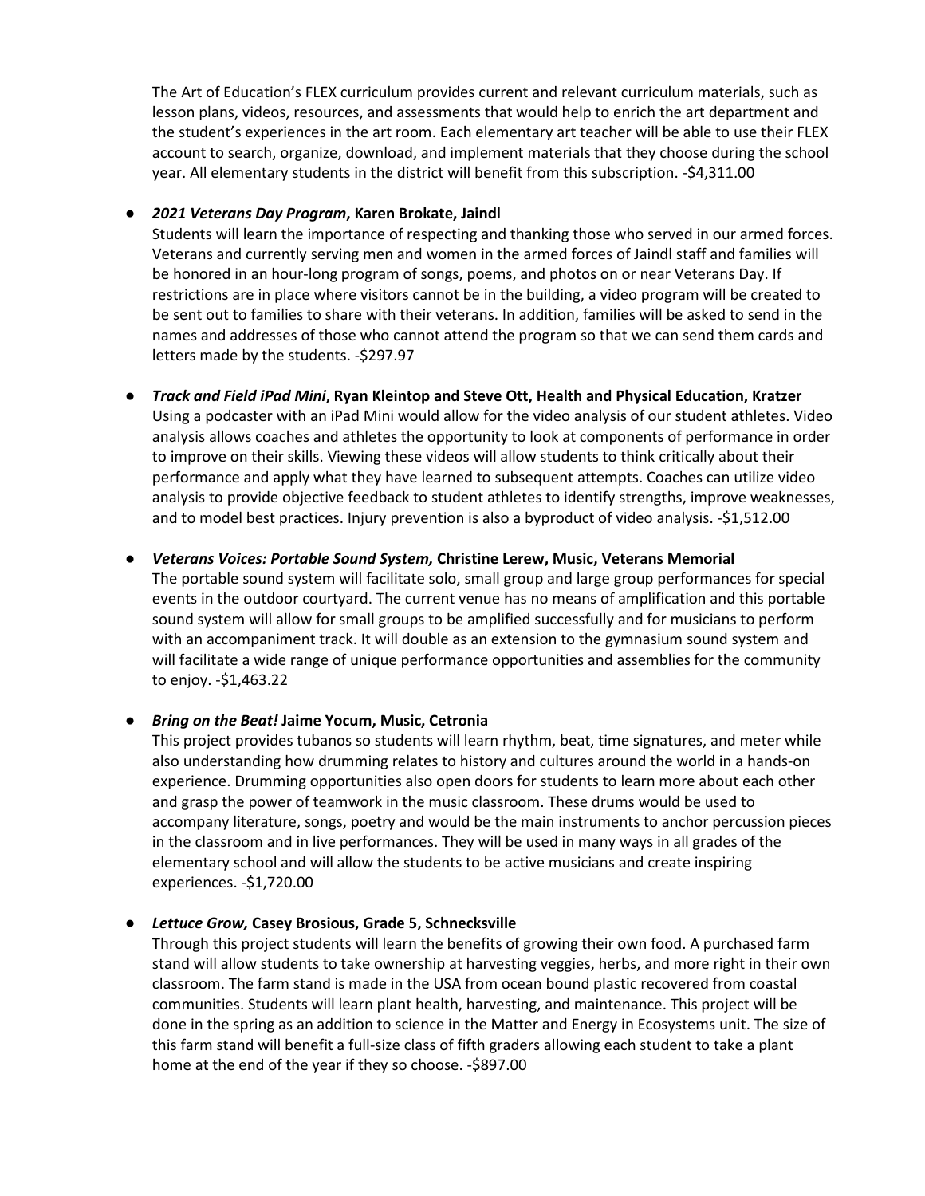The Art of Education's FLEX curriculum provides current and relevant curriculum materials, such as lesson plans, videos, resources, and assessments that would help to enrich the art department and the student's experiences in the art room. Each elementary art teacher will be able to use their FLEX account to search, organize, download, and implement materials that they choose during the school year. All elementary students in the district will benefit from this subscription. -$4,311.00

- ***2021 Veterans Day Program*, Karen Brokate, Jaindl**
  Students will learn the importance of respecting and thanking those who served in our armed forces. Veterans and currently serving men and women in the armed forces of Jaindl staff and families will be honored in an hour-long program of songs, poems, and photos on or near Veterans Day. If restrictions are in place where visitors cannot be in the building, a video program will be created to be sent out to families to share with their veterans. In addition, families will be asked to send in the names and addresses of those who cannot attend the program so that we can send them cards and letters made by the students. -$297.97

- ***Track and Field iPad Mini*, Ryan Kleintop and Steve Ott, Health and Physical Education, Kratzer**
  Using a podcaster with an iPad Mini would allow for the video analysis of our student athletes. Video analysis allows coaches and athletes the opportunity to look at components of performance in order to improve on their skills. Viewing these videos will allow students to think critically about their performance and apply what they have learned to subsequent attempts. Coaches can utilize video analysis to provide objective feedback to student athletes to identify strengths, improve weaknesses, and to model best practices. Injury prevention is also a byproduct of video analysis. -$1,512.00

- ***Veterans Voices: Portable Sound System,* Christine Lerew, Music, Veterans Memorial**
  The portable sound system will facilitate solo, small group and large group performances for special events in the outdoor courtyard. The current venue has no means of amplification and this portable sound system will allow for small groups to be amplified successfully and for musicians to perform with an accompaniment track. It will double as an extension to the gymnasium sound system and will facilitate a wide range of unique performance opportunities and assemblies for the community to enjoy. -$1,463.22

- ***Bring on the Beat!* Jaime Yocum, Music, Cetronia**
  This project provides tubanos so students will learn rhythm, beat, time signatures, and meter while also understanding how drumming relates to history and cultures around the world in a hands-on experience. Drumming opportunities also open doors for students to learn more about each other and grasp the power of teamwork in the music classroom. These drums would be used to accompany literature, songs, poetry and would be the main instruments to anchor percussion pieces in the classroom and in live performances. They will be used in many ways in all grades of the elementary school and will allow the students to be active musicians and create inspiring experiences. -$1,720.00

- ***Lettuce Grow,* Casey Brosious, Grade 5, Schnecksville**
  Through this project students will learn the benefits of growing their own food. A purchased farm stand will allow students to take ownership at harvesting veggies, herbs, and more right in their own classroom. The farm stand is made in the USA from ocean bound plastic recovered from coastal communities. Students will learn plant health, harvesting, and maintenance. This project will be done in the spring as an addition to science in the Matter and Energy in Ecosystems unit. The size of this farm stand will benefit a full-size class of fifth graders allowing each student to take a plant home at the end of the year if they so choose. -$897.00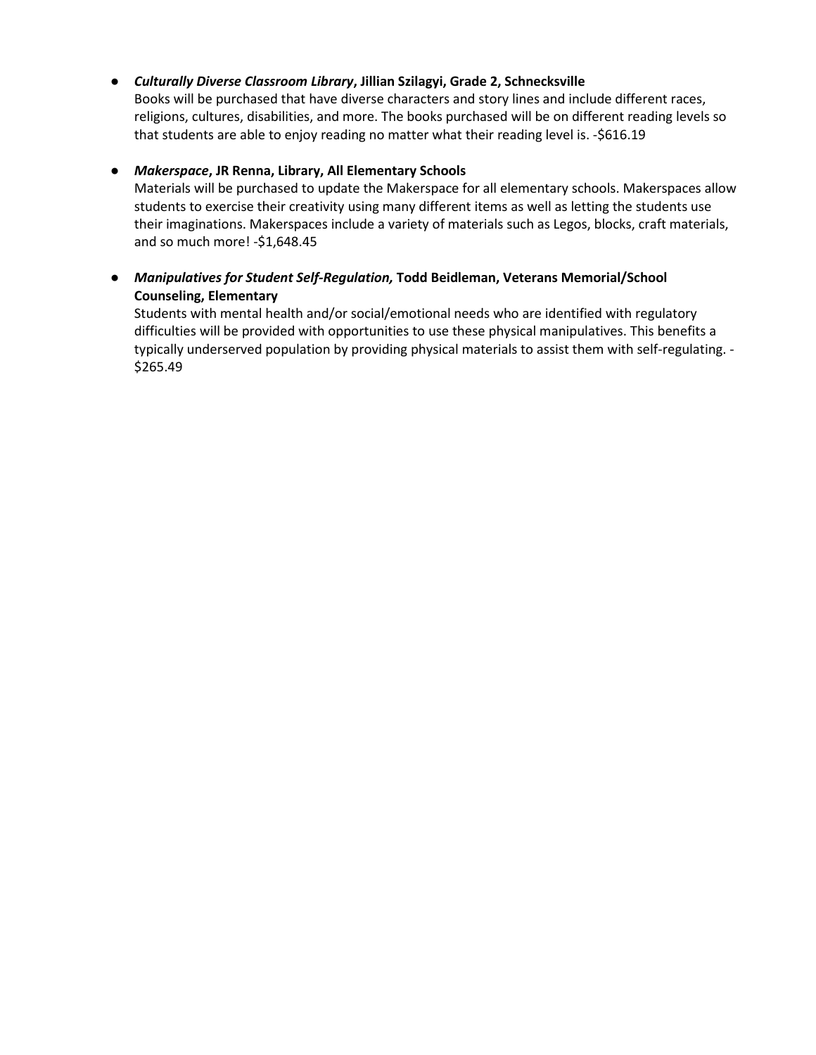- ***Culturally Diverse Classroom Library*, Jillian Szilagyi, Grade 2, Schnecksville**
  Books will be purchased that have diverse characters and story lines and include different races, religions, cultures, disabilities, and more. The books purchased will be on different reading levels so that students are able to enjoy reading no matter what their reading level is. -$616.19

- ***Makerspace*, JR Renna, Library, All Elementary Schools**
  Materials will be purchased to update the Makerspace for all elementary schools. Makerspaces allow students to exercise their creativity using many different items as well as letting the students use their imaginations. Makerspaces include a variety of materials such as Legos, blocks, craft materials, and so much more! -$1,648.45

- ***Manipulatives for Student Self-Regulation,* Todd Beidleman, Veterans Memorial/School Counseling, Elementary**
  Students with mental health and/or social/emotional needs who are identified with regulatory difficulties will be provided with opportunities to use these physical manipulatives. This benefits a typically underserved population by providing physical materials to assist them with self-regulating. -$265.49